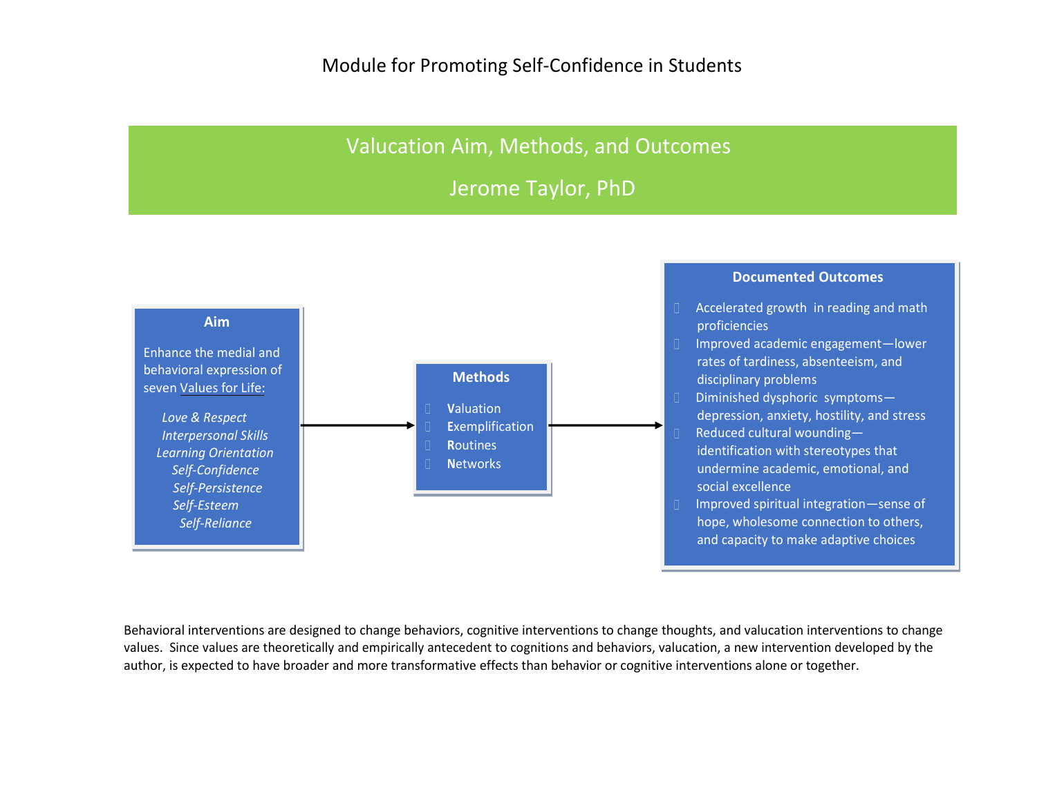Module for Promoting Self-Confidence in Students

# Valucation Aim, Methods, and Outcomes

## Jerome Taylor, PhD

### Aim

Enhance the medial and behavioral expression of seven Values for Life:

*Love & Respect*
*Interpersonal Skills*
*Learning Orientation*
*Self-Confidence*
*Self-Persistence*
*Self-Esteem*
*Self-Reliance*

→

### Methods

- **V**aluation
- **E**xemplification
- **R**outines
- **N**etworks

→

### Documented Outcomes

- Accelerated growth in reading and math proficiencies
- Improved academic engagement—lower rates of tardiness, absenteeism, and disciplinary problems
- Diminished dysphoric symptoms—depression, anxiety, hostility, and stress
- Reduced cultural wounding—identification with stereotypes that undermine academic, emotional, and social excellence
- Improved spiritual integration—sense of hope, wholesome connection to others, and capacity to make adaptive choices

Behavioral interventions are designed to change behaviors, cognitive interventions to change thoughts, and valucation interventions to change values. Since values are theoretically and empirically antecedent to cognitions and behaviors, valucation, a new intervention developed by the author, is expected to have broader and more transformative effects than behavior or cognitive interventions alone or together.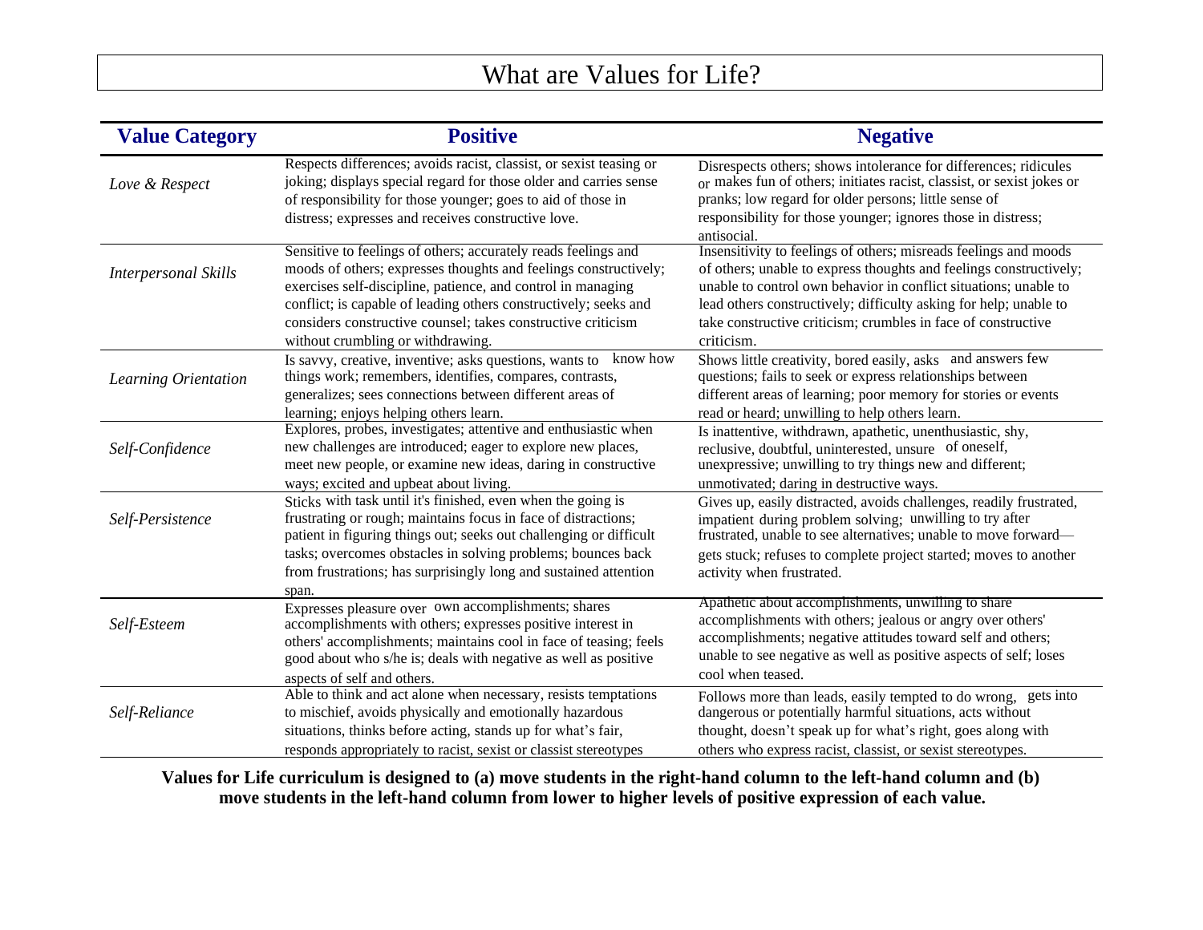# What are Values for Life?

| Value Category | Positive | Negative |
|---|---|---|
| *Love & Respect* | Respects differences; avoids racist, classist, or sexist teasing or joking; displays special regard for those older and carries sense of responsibility for those younger; goes to aid of those in distress; expresses and receives constructive love. | Disrespects others; shows intolerance for differences; ridicules or makes fun of others; initiates racist, classist, or sexist jokes or pranks; low regard for older persons; little sense of responsibility for those younger; ignores those in distress; antisocial. |
| *Interpersonal Skills* | Sensitive to feelings of others; accurately reads feelings and moods of others; expresses thoughts and feelings constructively; exercises self-discipline, patience, and control in managing conflict; is capable of leading others constructively; seeks and considers constructive counsel; takes constructive criticism without crumbling or withdrawing. | Insensitivity to feelings of others; misreads feelings and moods of others; unable to express thoughts and feelings constructively; unable to control own behavior in conflict situations; unable to lead others constructively; difficulty asking for help; unable to take constructive criticism; crumbles in face of constructive criticism. |
| *Learning Orientation* | Is savvy, creative, inventive; asks questions, wants to know how things work; remembers, identifies, compares, contrasts, generalizes; sees connections between different areas of learning; enjoys helping others learn. | Shows little creativity, bored easily, asks and answers few questions; fails to seek or express relationships between different areas of learning; poor memory for stories or events read or heard; unwilling to help others learn. |
| *Self-Confidence* | Explores, probes, investigates; attentive and enthusiastic when new challenges are introduced; eager to explore new places, meet new people, or examine new ideas, daring in constructive ways; excited and upbeat about living. | Is inattentive, withdrawn, apathetic, unenthusiastic, shy, reclusive, doubtful, uninterested, unsure of oneself, unexpressive; unwilling to try things new and different; unmotivated; daring in destructive ways. |
| *Self-Persistence* | Sticks with task until it's finished, even when the going is frustrating or rough; maintains focus in face of distractions; patient in figuring things out; seeks out challenging or difficult tasks; overcomes obstacles in solving problems; bounces back from frustrations; has surprisingly long and sustained attention span. | Gives up, easily distracted, avoids challenges, readily frustrated, impatient during problem solving; unwilling to try after frustrated, unable to see alternatives; unable to move forward—gets stuck; refuses to complete project started; moves to another activity when frustrated. |
| *Self-Esteem* | Expresses pleasure over own accomplishments; shares accomplishments with others; expresses positive interest in others' accomplishments; maintains cool in face of teasing; feels good about who s/he is; deals with negative as well as positive aspects of self and others. | Apathetic about accomplishments, unwilling to share accomplishments with others; jealous or angry over others' accomplishments; negative attitudes toward self and others; unable to see negative as well as positive aspects of self; loses cool when teased. |
| *Self-Reliance* | Able to think and act alone when necessary, resists temptations to mischief, avoids physically and emotionally hazardous situations, thinks before acting, stands up for what's fair, responds appropriately to racist, sexist or classist stereotypes | Follows more than leads, easily tempted to do wrong, gets into dangerous or potentially harmful situations, acts without thought, doesn't speak up for what's right, goes along with others who express racist, classist, or sexist stereotypes. |

**Values for Life curriculum is designed to (a) move students in the right-hand column to the left-hand column and (b) move students in the left-hand column from lower to higher levels of positive expression of each value.**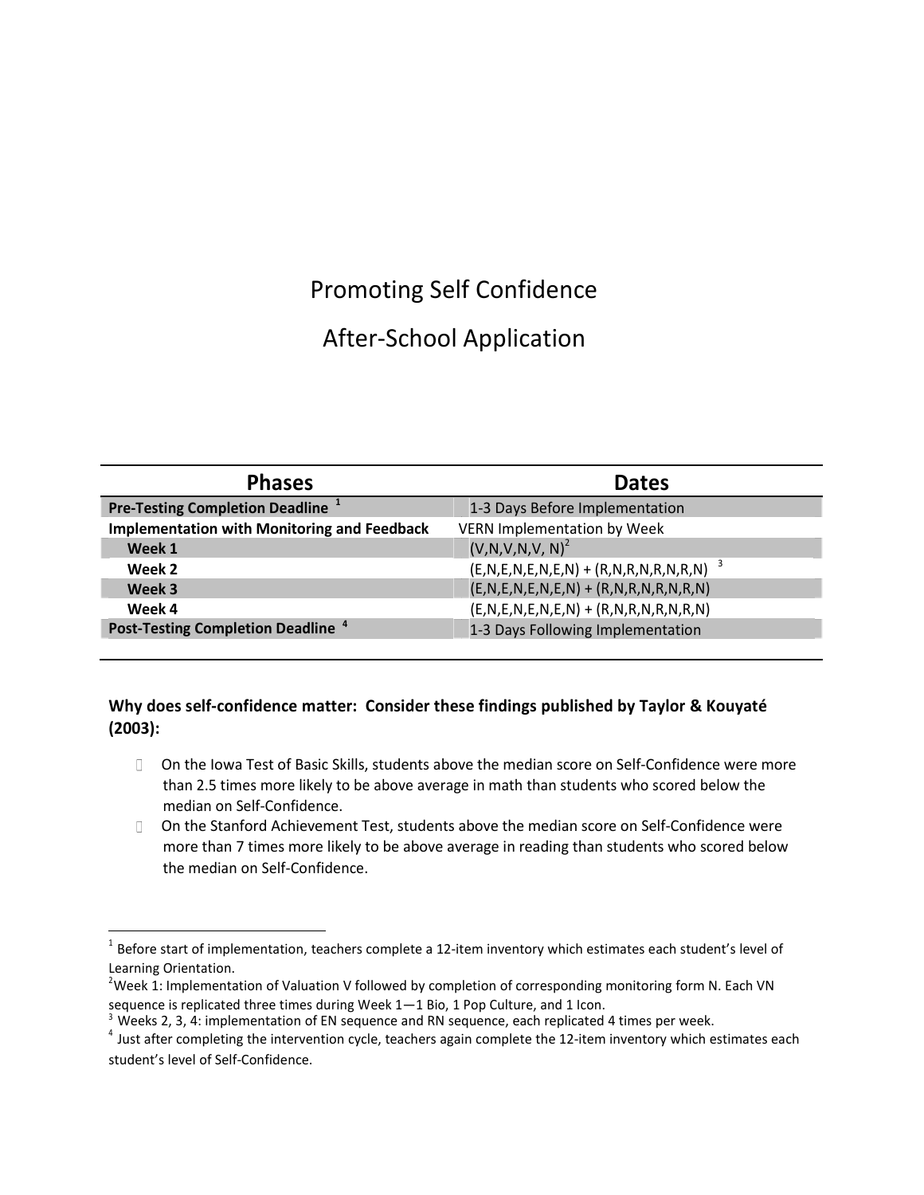# Promoting Self Confidence

# After-School Application

| Phases | Dates |
|---|---|
| **Pre-Testing Completion Deadline** [1] | 1-3 Days Before Implementation |
| **Implementation with Monitoring and Feedback** | VERN Implementation by Week |
| **Week 1** | (V,N,V,N,V, N)[2] |
| **Week 2** | (E,N,E,N,E,N,E,N) + (R,N,R,N,R,N,R,N) [3] |
| **Week 3** | (E,N,E,N,E,N,E,N) + (R,N,R,N,R,N,R,N) |
| **Week 4** | (E,N,E,N,E,N,E,N) + (R,N,R,N,R,N,R,N) |
| **Post-Testing Completion Deadline** [4] | 1-3 Days Following Implementation |

**Why does self-confidence matter: Consider these findings published by Taylor & Kouyaté (2003):**

- On the Iowa Test of Basic Skills, students above the median score on Self-Confidence were more than 2.5 times more likely to be above average in math than students who scored below the median on Self-Confidence.
- On the Stanford Achievement Test, students above the median score on Self-Confidence were more than 7 times more likely to be above average in reading than students who scored below the median on Self-Confidence.

---

[1] Before start of implementation, teachers complete a 12-item inventory which estimates each student's level of Learning Orientation.

[2] Week 1: Implementation of Valuation V followed by completion of corresponding monitoring form N. Each VN sequence is replicated three times during Week 1—1 Bio, 1 Pop Culture, and 1 Icon.

[3] Weeks 2, 3, 4: implementation of EN sequence and RN sequence, each replicated 4 times per week.

[4] Just after completing the intervention cycle, teachers again complete the 12-item inventory which estimates each student's level of Self-Confidence.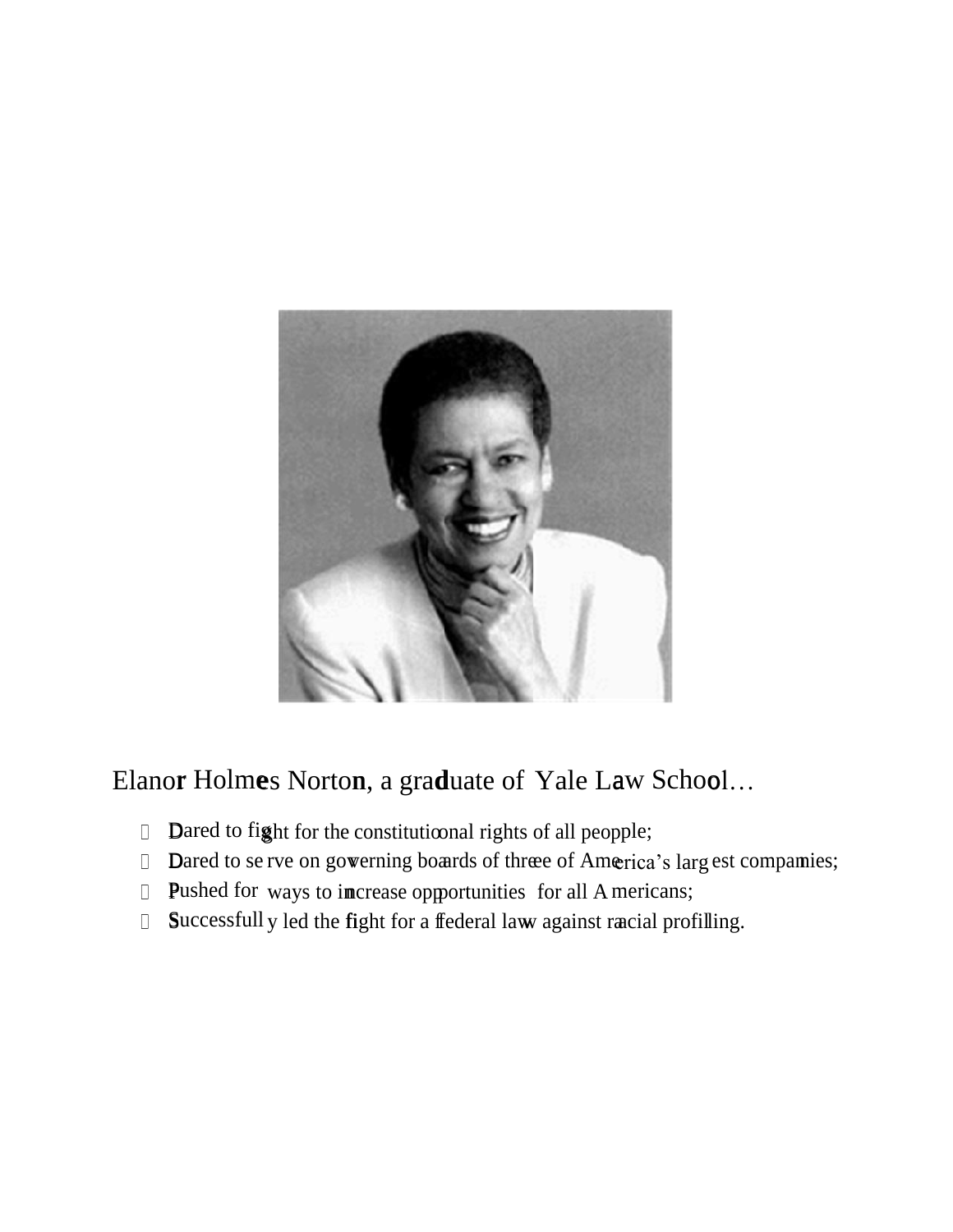Elanor Holmes Norton, a graduate of Yale Law School…

- Dared to fight for the constitutional rights of all people;
- Dared to serve on governing boards of three of America's largest companies;
- Pushed for ways to increase opportunities for all Americans;
- Successfully led the fight for a federal law against racial profiling.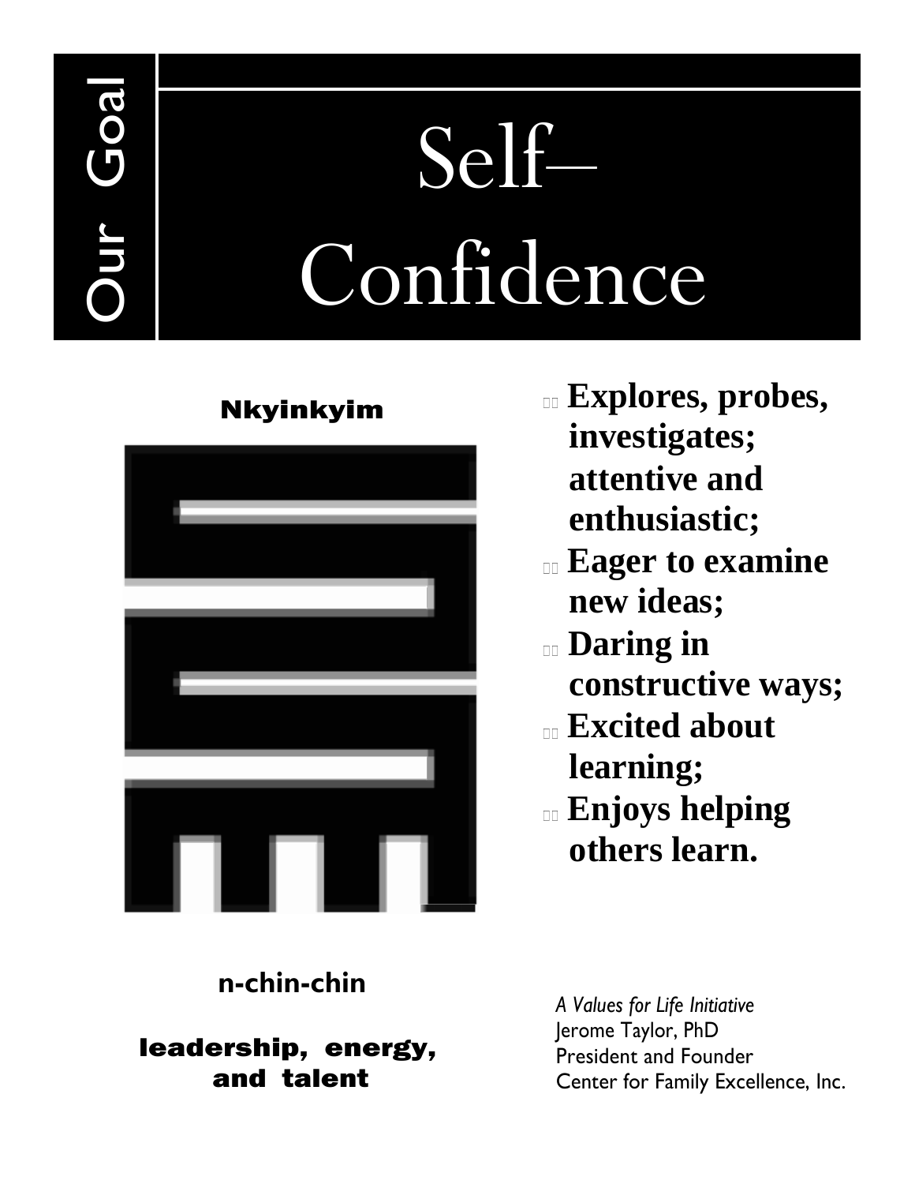Our Goal

# Self–Confidence

**Nkyinkyim**

- **Explores, probes, investigates; attentive and enthusiastic;**
- **Eager to examine new ideas;**
- **Daring in constructive ways;**
- **Excited about learning;**
- **Enjoys helping others learn.**

**n-chin-chin**

**leadership, energy, and talent**

*A Values for Life Initiative*
Jerome Taylor, PhD
President and Founder
Center for Family Excellence, Inc.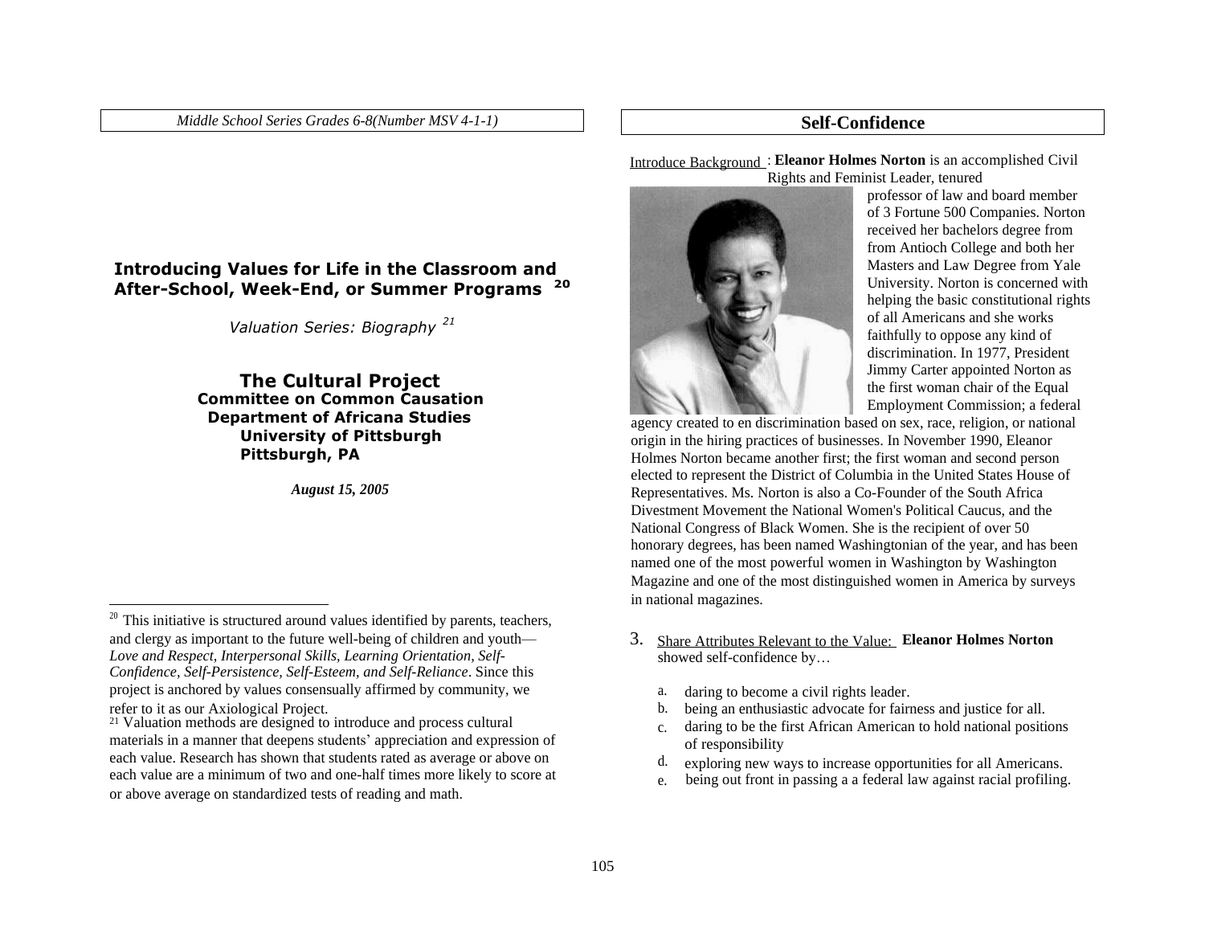*Middle School Series Grades 6-8(Number MSV 4-1-1)*

## Introducing Values for Life in the Classroom and After-School, Week-End, or Summer Programs [20]

*Valuation Series: Biography [21]*

### The Cultural Project

**Committee on Common Causation**
**Department of Africana Studies**
**University of Pittsburgh**
**Pittsburgh, PA**

***August 15, 2005***

[20] This initiative is structured around values identified by parents, teachers, and clergy as important to the future well-being of children and youth—*Love and Respect, Interpersonal Skills, Learning Orientation, Self-Confidence, Self-Persistence, Self-Esteem, and Self-Reliance*. Since this project is anchored by values consensually affirmed by community, we refer to it as our Axiological Project.

[21] Valuation methods are designed to introduce and process cultural materials in a manner that deepens students' appreciation and expression of each value. Research has shown that students rated as average or above on each value are a minimum of two and one-half times more likely to score at or above average on standardized tests of reading and math.

## Self-Confidence

Introduce Background : **Eleanor Holmes Norton** is an accomplished Civil Rights and Feminist Leader, tenured professor of law and board member of 3 Fortune 500 Companies. Norton received her bachelors degree from from Antioch College and both her Masters and Law Degree from Yale University. Norton is concerned with helping the basic constitutional rights of all Americans and she works faithfully to oppose any kind of discrimination. In 1977, President Jimmy Carter appointed Norton as the first woman chair of the Equal Employment Commission; a federal agency created to en discrimination based on sex, race, religion, or national origin in the hiring practices of businesses. In November 1990, Eleanor Holmes Norton became another first; the first woman and second person elected to represent the District of Columbia in the United States House of Representatives. Ms. Norton is also a Co-Founder of the South Africa Divestment Movement the National Women's Political Caucus, and the National Congress of Black Women. She is the recipient of over 50 honorary degrees, has been named Washingtonian of the year, and has been named one of the most powerful women in Washington by Washington Magazine and one of the most distinguished women in America by surveys in national magazines.

3. Share Attributes Relevant to the Value: **Eleanor Holmes Norton** showed self-confidence by…

   a. daring to become a civil rights leader.
   b. being an enthusiastic advocate for fairness and justice for all.
   c. daring to be the first African American to hold national positions of responsibility
   d. exploring new ways to increase opportunities for all Americans.
   e. being out front in passing a a federal law against racial profiling.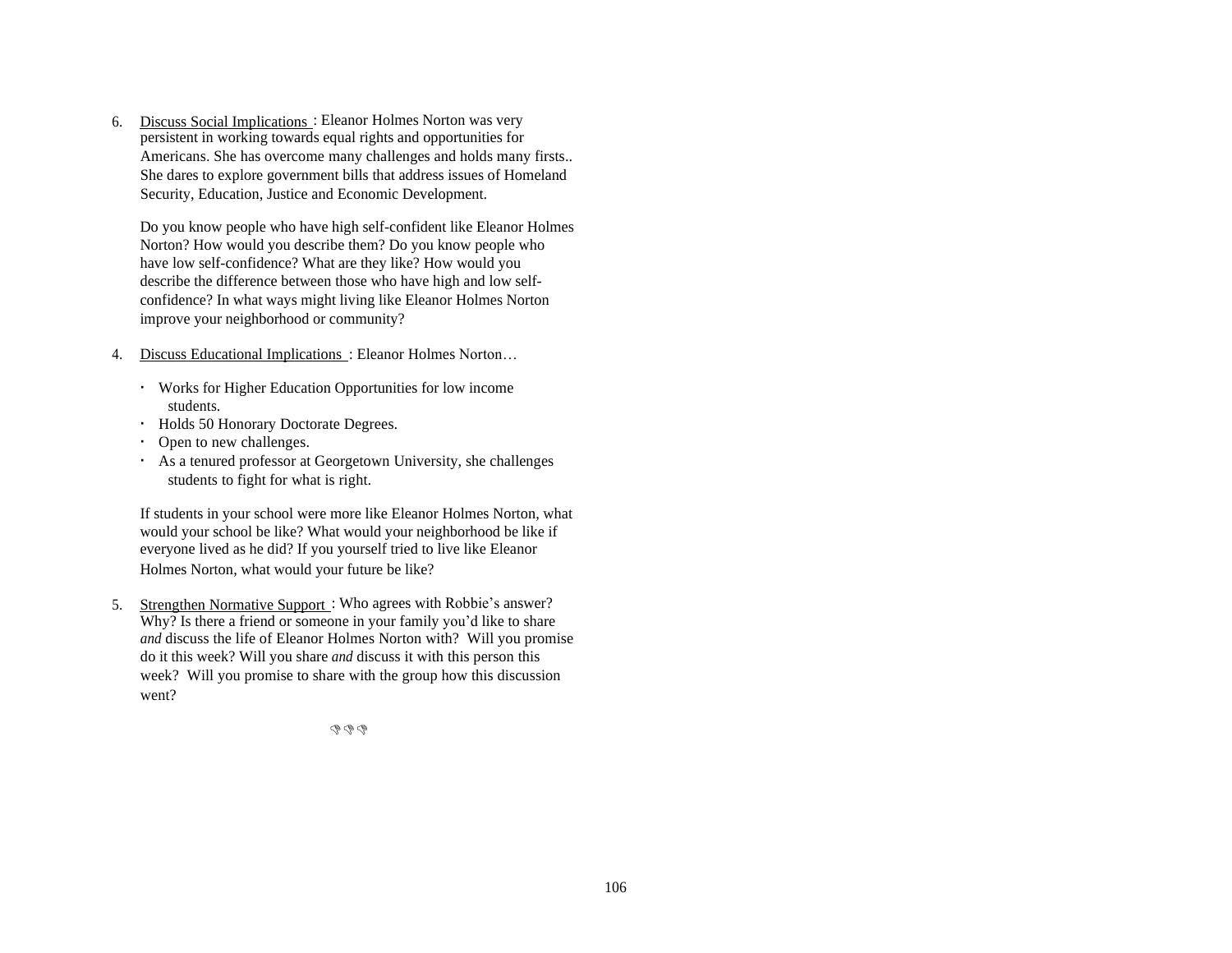6. Discuss Social Implications : Eleanor Holmes Norton was very persistent in working towards equal rights and opportunities for Americans. She has overcome many challenges and holds many firsts.. She dares to explore government bills that address issues of Homeland Security, Education, Justice and Economic Development.

   Do you know people who have high self-confident like Eleanor Holmes Norton? How would you describe them? Do you know people who have low self-confidence? What are they like? How would you describe the difference between those who have high and low self-confidence? In what ways might living like Eleanor Holmes Norton improve your neighborhood or community?

4. Discuss Educational Implications : Eleanor Holmes Norton…

   - Works for Higher Education Opportunities for low income students.
   - Holds 50 Honorary Doctorate Degrees.
   - Open to new challenges.
   - As a tenured professor at Georgetown University, she challenges students to fight for what is right.

   If students in your school were more like Eleanor Holmes Norton, what would your school be like? What would your neighborhood be like if everyone lived as he did? If you yourself tried to live like Eleanor Holmes Norton, what would your future be like?

5. Strengthen Normative Support : Who agrees with Robbie's answer? Why? Is there a friend or someone in your family you'd like to share *and* discuss the life of Eleanor Holmes Norton with? Will you promise do it this week? Will you share *and* discuss it with this person this week? Will you promise to share with the group how this discussion went?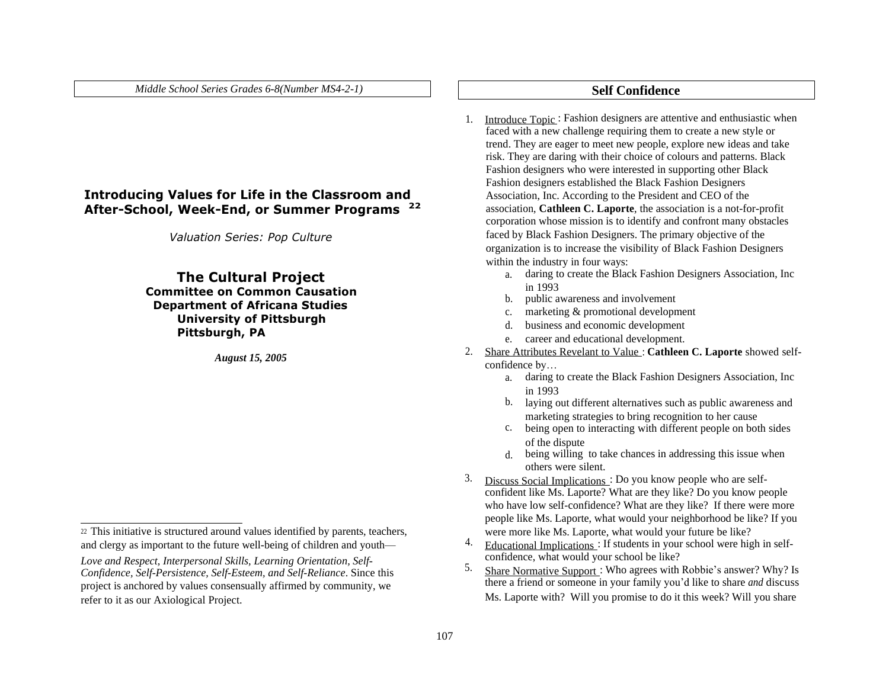*Middle School Series Grades 6-8(Number MS4-2-1)*

## Introducing Values for Life in the Classroom and After-School, Week-End, or Summer Programs [22]

*Valuation Series: Pop Culture*

**The Cultural Project**
**Committee on Common Causation**
**Department of Africana Studies**
**University of Pittsburgh**
**Pittsburgh, PA**

***August 15, 2005***

[22] This initiative is structured around values identified by parents, teachers, and clergy as important to the future well-being of children and youth—*Love and Respect, Interpersonal Skills, Learning Orientation, Self-Confidence, Self-Persistence, Self-Esteem, and Self-Reliance*. Since this project is anchored by values consensually affirmed by community, we refer to it as our Axiological Project.

## Self Confidence

1. Introduce Topic : Fashion designers are attentive and enthusiastic when faced with a new challenge requiring them to create a new style or trend. They are eager to meet new people, explore new ideas and take risk. They are daring with their choice of colours and patterns. Black Fashion designers who were interested in supporting other Black Fashion designers established the Black Fashion Designers Association, Inc. According to the President and CEO of the association, **Cathleen C. Laporte**, the association is a not-for-profit corporation whose mission is to identify and confront many obstacles faced by Black Fashion Designers. The primary objective of the organization is to increase the visibility of Black Fashion Designers within the industry in four ways:
   a. daring to create the Black Fashion Designers Association, Inc in 1993
   b. public awareness and involvement
   c. marketing & promotional development
   d. business and economic development
   e. career and educational development.
2. Share Attributes Revelant to Value : **Cathleen C. Laporte** showed self-confidence by…
   a. daring to create the Black Fashion Designers Association, Inc in 1993
   b. laying out different alternatives such as public awareness and marketing strategies to bring recognition to her cause
   c. being open to interacting with different people on both sides of the dispute
   d. being willing to take chances in addressing this issue when others were silent.
3. Discuss Social Implications : Do you know people who are self-confident like Ms. Laporte? What are they like? Do you know people who have low self-confidence? What are they like? If there were more people like Ms. Laporte, what would your neighborhood be like? If you were more like Ms. Laporte, what would your future be like?
4. Educational Implications : If students in your school were high in self-confidence, what would your school be like?
5. Share Normative Support : Who agrees with Robbie's answer? Why? Is there a friend or someone in your family you'd like to share *and* discuss Ms. Laporte with? Will you promise to do it this week? Will you share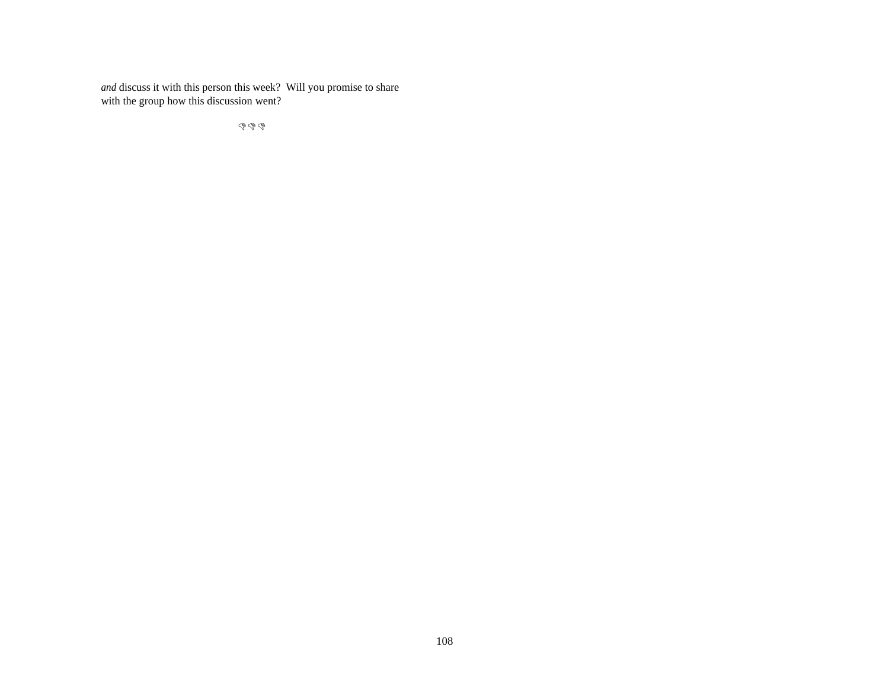*and* discuss it with this person this week?  Will you promise to share with the group how this discussion went?

❦❦❦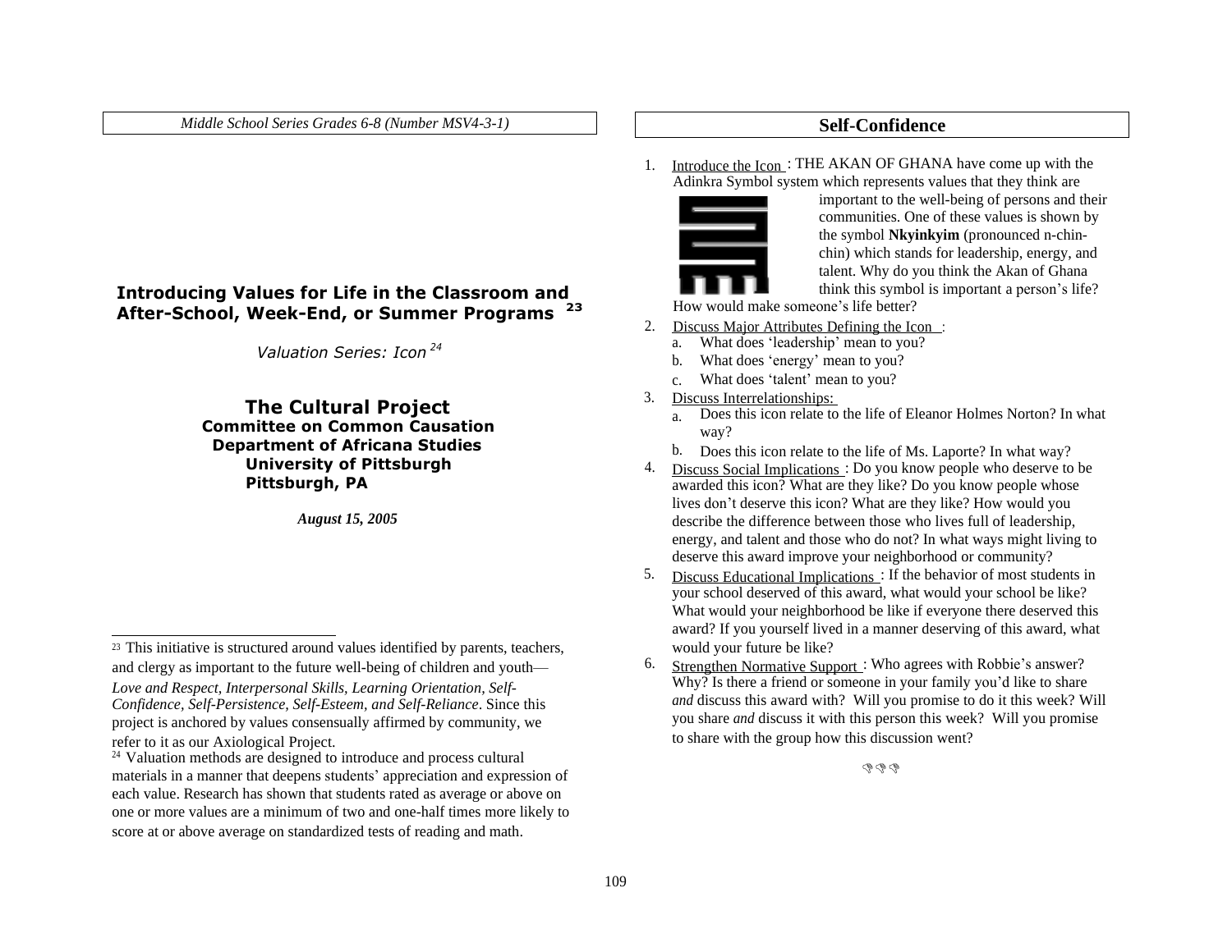*Middle School Series Grades 6-8 (Number MSV4-3-1)*

## Introducing Values for Life in the Classroom and After-School, Week-End, or Summer Programs [23]

*Valuation Series: Icon [24]*

### The Cultural Project

**Committee on Common Causation**
**Department of Africana Studies**
**University of Pittsburgh**
**Pittsburgh, PA**

***August 15, 2005***

[23] This initiative is structured around values identified by parents, teachers, and clergy as important to the future well-being of children and youth—*Love and Respect, Interpersonal Skills, Learning Orientation, Self-Confidence, Self-Persistence, Self-Esteem, and Self-Reliance*. Since this project is anchored by values consensually affirmed by community, we refer to it as our Axiological Project.

[24] Valuation methods are designed to introduce and process cultural materials in a manner that deepens students' appreciation and expression of each value. Research has shown that students rated as average or above on one or more values are a minimum of two and one-half times more likely to score at or above average on standardized tests of reading and math.

## Self-Confidence

1. Introduce the Icon : THE AKAN OF GHANA have come up with the Adinkra Symbol system which represents values that they think are important to the well-being of persons and their communities. One of these values is shown by the symbol **Nkyinkyim** (pronounced n-chin-chin) which stands for leadership, energy, and talent. Why do you think the Akan of Ghana think this symbol is important a person's life? How would make someone's life better?
2. Discuss Major Attributes Defining the Icon :
   a. What does 'leadership' mean to you?
   b. What does 'energy' mean to you?
   c. What does 'talent' mean to you?
3. Discuss Interrelationships:
   a. Does this icon relate to the life of Eleanor Holmes Norton? In what way?
   b. Does this icon relate to the life of Ms. Laporte? In what way?
4. Discuss Social Implications : Do you know people who deserve to be awarded this icon? What are they like? Do you know people whose lives don't deserve this icon? What are they like? How would you describe the difference between those who lives full of leadership, energy, and talent and those who do not? In what ways might living to deserve this award improve your neighborhood or community?
5. Discuss Educational Implications : If the behavior of most students in your school deserved of this award, what would your school be like? What would your neighborhood be like if everyone there deserved this award? If you yourself lived in a manner deserving of this award, what would your future be like?
6. Strengthen Normative Support : Who agrees with Robbie's answer? Why? Is there a friend or someone in your family you'd like to share *and* discuss this award with? Will you promise to do it this week? Will you share *and* discuss it with this person this week? Will you promise to share with the group how this discussion went?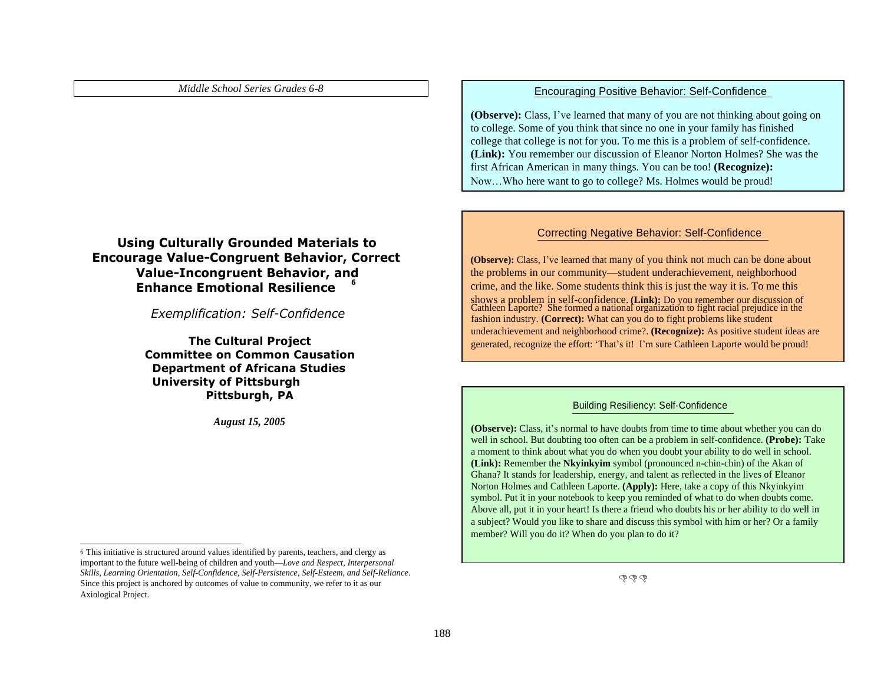*Middle School Series Grades 6-8*

# Using Culturally Grounded Materials to Encourage Value-Congruent Behavior, Correct Value-Incongruent Behavior, and Enhance Emotional Resilience[6]

*Exemplification: Self-Confidence*

**The Cultural Project**
**Committee on Common Causation**
**Department of Africana Studies**
**University of Pittsburgh**
**Pittsburgh, PA**

***August 15, 2005***

[6] This initiative is structured around values identified by parents, teachers, and clergy as important to the future well-being of children and youth—*Love and Respect, Interpersonal Skills, Learning Orientation, Self-Confidence, Self-Persistence, Self-Esteem, and Self-Reliance*. Since this project is anchored by outcomes of value to community, we refer to it as our Axiological Project.

## Encouraging Positive Behavior: Self-Confidence

**(Observe):** Class, I've learned that many of you are not thinking about going on to college. Some of you think that since no one in your family has finished college that college is not for you. To me this is a problem of self-confidence. **(Link):** You remember our discussion of Eleanor Norton Holmes? She was the first African American in many things. You can be too! **(Recognize):** Now…Who here want to go to college? Ms. Holmes would be proud!

## Correcting Negative Behavior: Self-Confidence

**(Observe):** Class, I've learned that many of you think not much can be done about the problems in our community—student underachievement, neighborhood crime, and the like. Some students think this is just the way it is. To me this shows a problem in self-confidence. **(Link):** Do you remember our discussion of Cathleen Laporte? She formed a national organization to fight racial prejudice in the fashion industry. **(Correct):** What can you do to fight problems like student underachievement and neighborhood crime?. **(Recognize):** As positive student ideas are generated, recognize the effort: 'That's it! I'm sure Cathleen Laporte would be proud!

## Building Resiliency: Self-Confidence

**(Observe):** Class, it's normal to have doubts from time to time about whether you can do well in school. But doubting too often can be a problem in self-confidence. **(Probe):** Take a moment to think about what you do when you doubt your ability to do well in school. **(Link):** Remember the **Nkyinkyim** symbol (pronounced n-chin-chin) of the Akan of Ghana? It stands for leadership, energy, and talent as reflected in the lives of Eleanor Norton Holmes and Cathleen Laporte. **(Apply):** Here, take a copy of this Nkyinkyim symbol. Put it in your notebook to keep you reminded of what to do when doubts come. Above all, put it in your heart! Is there a friend who doubts his or her ability to do well in a subject? Would you like to share and discuss this symbol with him or her? Or a family member? Will you do it? When do you plan to do it?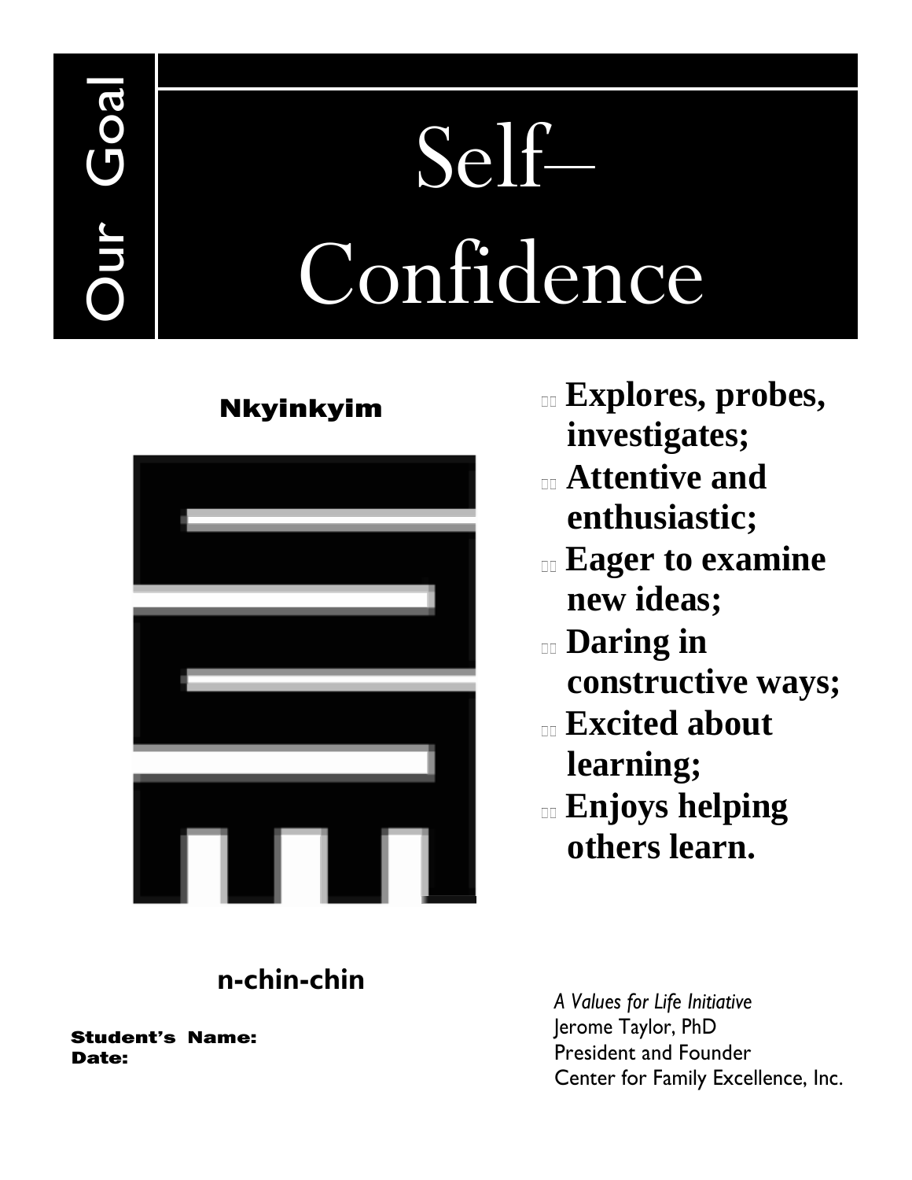Our Goal

# Self–Confidence

**Nkyinkyim**

n-chin-chin

- **Explores, probes, investigates;**
- **Attentive and enthusiastic;**
- **Eager to examine new ideas;**
- **Daring in constructive ways;**
- **Excited about learning;**
- **Enjoys helping others learn.**

**Student's Name:**
**Date:**

*A Values for Life Initiative*
Jerome Taylor, PhD
President and Founder
Center for Family Excellence, Inc.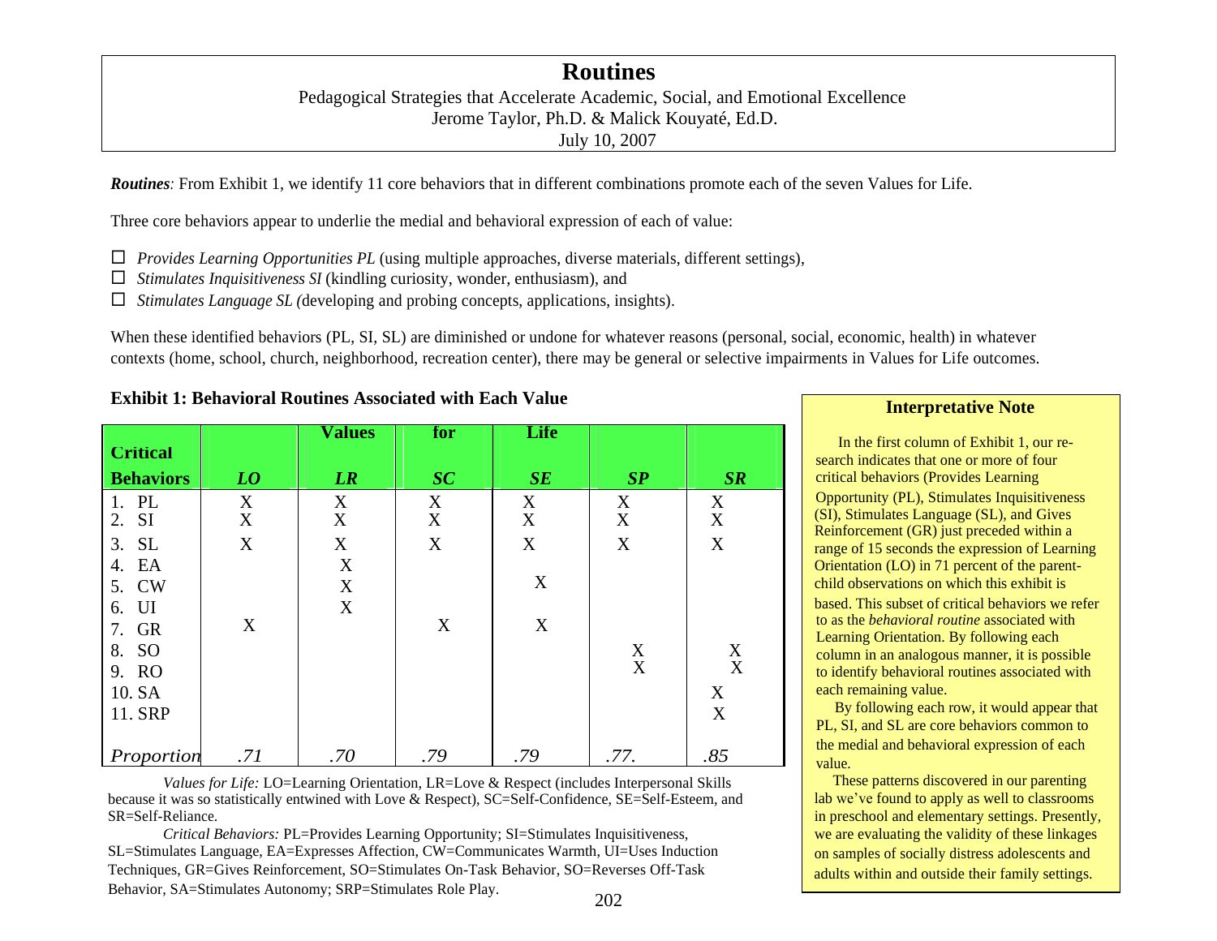# Routines

Pedagogical Strategies that Accelerate Academic, Social, and Emotional Excellence
Jerome Taylor, Ph.D. & Malick Kouyaté, Ed.D.
July 10, 2007

***Routines**:* From Exhibit 1, we identify 11 core behaviors that in different combinations promote each of the seven Values for Life.

Three core behaviors appear to underlie the medial and behavioral expression of each of value:

- ☐ *Provides Learning Opportunities PL* (using multiple approaches, diverse materials, different settings),
- ☐ *Stimulates Inquisitiveness SI* (kindling curiosity, wonder, enthusiasm), and
- ☐ *Stimulates Language SL (*developing and probing concepts, applications, insights).

When these identified behaviors (PL, SI, SL) are diminished or undone for whatever reasons (personal, social, economic, health) in whatever contexts (home, school, church, neighborhood, recreation center), there may be general or selective impairments in Values for Life outcomes.

**Exhibit 1: Behavioral Routines Associated with Each Value**

| Critical Behaviors | Values for Life | | | | | |
|---|---|---|---|---|---|---|
| | ***LO*** | ***LR*** | ***SC*** | ***SE*** | ***SP*** | ***SR*** |
| 1. PL | X | X | X | X | X | X |
| 2. SI | X | X | X | X | X | X |
| 3. SL | X | X | X | X | X | X |
| 4. EA | | X | | | | |
| 5. CW | | X | | X | | |
| 6. UI | | X | | | | |
| 7. GR | X | | X | X | | |
| 8. SO | | | | | X | X |
| 9. RO | | | | | X | X |
| 10. SA | | | | | | X |
| 11. SRP | | | | | | X |
| *Proportion* | *.71* | *.70* | *.79* | *.79* | *.77.* | *.85* |

*Values for Life:* LO=Learning Orientation, LR=Love & Respect (includes Interpersonal Skills because it was so statistically entwined with Love & Respect), SC=Self-Confidence, SE=Self-Esteem, and SR=Self-Reliance.

*Critical Behaviors:* PL=Provides Learning Opportunity; SI=Stimulates Inquisitiveness, SL=Stimulates Language, EA=Expresses Affection, CW=Communicates Warmth, UI=Uses Induction Techniques, GR=Gives Reinforcement, SO=Stimulates On-Task Behavior, SO=Reverses Off-Task Behavior, SA=Stimulates Autonomy; SRP=Stimulates Role Play.

**Interpretative Note**

In the first column of Exhibit 1, our research indicates that one or more of four critical behaviors (Provides Learning Opportunity (PL), Stimulates Inquisitiveness (SI), Stimulates Language (SL), and Gives Reinforcement (GR) just preceded within a range of 15 seconds the expression of Learning Orientation (LO) in 71 percent of the parent-child observations on which this exhibit is based. This subset of critical behaviors we refer to as the *behavioral routine* associated with Learning Orientation. By following each column in an analogous manner, it is possible to identify behavioral routines associated with each remaining value.

By following each row, it would appear that PL, SI, and SL are core behaviors common to the medial and behavioral expression of each value.

These patterns discovered in our parenting lab we've found to apply as well to classrooms in preschool and elementary settings. Presently, we are evaluating the validity of these linkages on samples of socially distress adolescents and adults within and outside their family settings.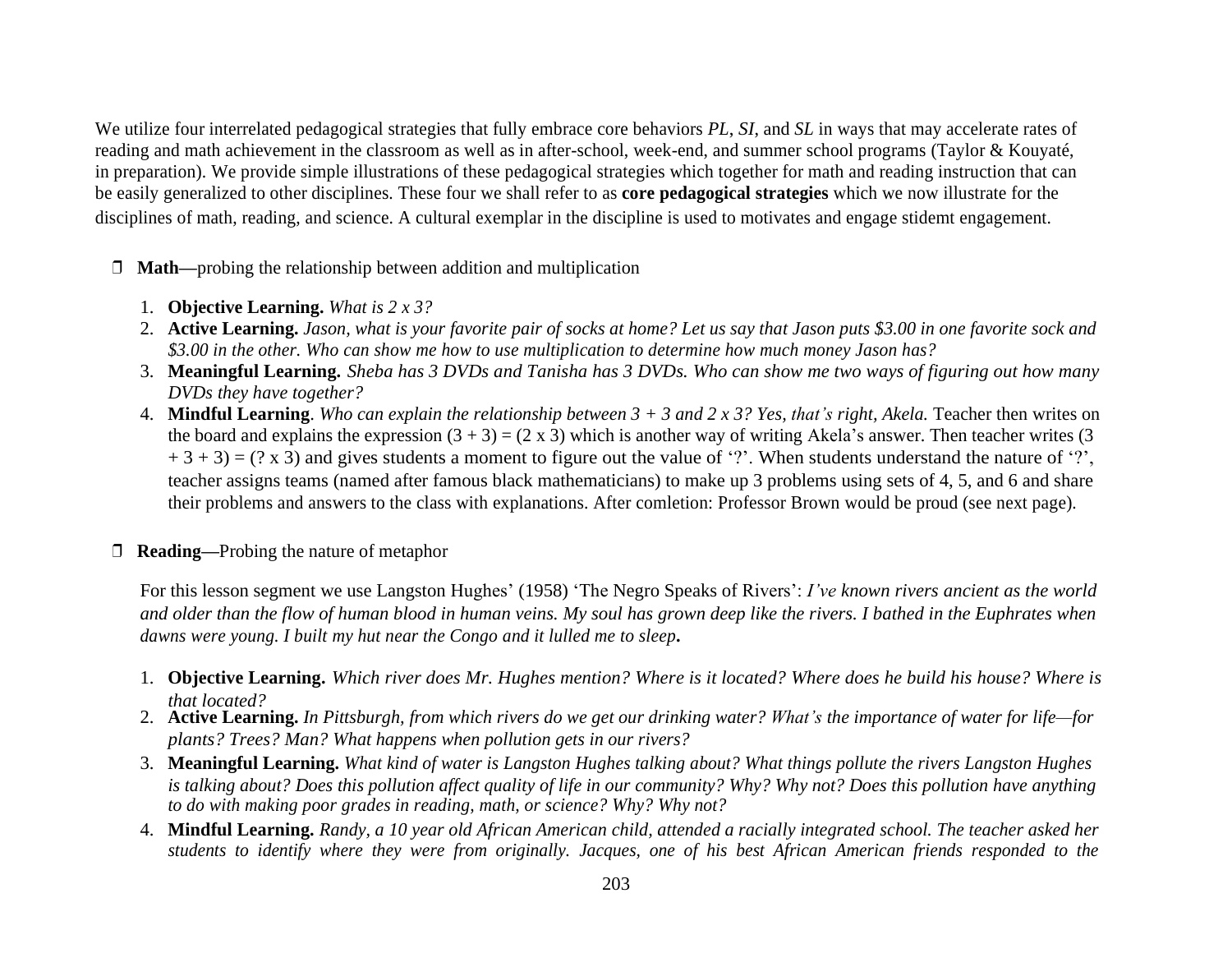We utilize four interrelated pedagogical strategies that fully embrace core behaviors *PL*, *SI*, and *SL* in ways that may accelerate rates of reading and math achievement in the classroom as well as in after-school, week-end, and summer school programs (Taylor & Kouyaté, in preparation). We provide simple illustrations of these pedagogical strategies which together for math and reading instruction that can be easily generalized to other disciplines. These four we shall refer to as **core pedagogical strategies** which we now illustrate for the disciplines of math, reading, and science. A cultural exemplar in the discipline is used to motivates and engage stidemt engagement.

- **Math—**probing the relationship between addition and multiplication

  1. **Objective Learning.** *What is 2 x 3?*
  2. **Active Learning.** *Jason, what is your favorite pair of socks at home? Let us say that Jason puts $3.00 in one favorite sock and $3.00 in the other. Who can show me how to use multiplication to determine how much money Jason has?*
  3. **Meaningful Learning.** *Sheba has 3 DVDs and Tanisha has 3 DVDs. Who can show me two ways of figuring out how many DVDs they have together?*
  4. **Mindful Learning**. *Who can explain the relationship between 3 + 3 and 2 x 3? Yes, that's right, Akela.* Teacher then writes on the board and explains the expression $(3 + 3) = (2 \times 3)$ which is another way of writing Akela's answer. Then teacher writes $(3 + 3 + 3) = (? \times 3)$ and gives students a moment to figure out the value of '?'. When students understand the nature of '?', teacher assigns teams (named after famous black mathematicians) to make up 3 problems using sets of 4, 5, and 6 and share their problems and answers to the class with explanations. After comletion: Professor Brown would be proud (see next page).

- **Reading—**Probing the nature of metaphor

  For this lesson segment we use Langston Hughes' (1958) 'The Negro Speaks of Rivers': *I've known rivers ancient as the world and older than the flow of human blood in human veins. My soul has grown deep like the rivers. I bathed in the Euphrates when dawns were young. I built my hut near the Congo and it lulled me to sleep***.**

  1. **Objective Learning.** *Which river does Mr. Hughes mention? Where is it located? Where does he build his house? Where is that located?*
  2. **Active Learning.** *In Pittsburgh, from which rivers do we get our drinking water? What's the importance of water for life—for plants? Trees? Man? What happens when pollution gets in our rivers?*
  3. **Meaningful Learning.** *What kind of water is Langston Hughes talking about? What things pollute the rivers Langston Hughes is talking about? Does this pollution affect quality of life in our community? Why? Why not? Does this pollution have anything to do with making poor grades in reading, math, or science? Why? Why not?*
  4. **Mindful Learning.** *Randy, a 10 year old African American child, attended a racially integrated school. The teacher asked her students to identify where they were from originally. Jacques, one of his best African American friends responded to the*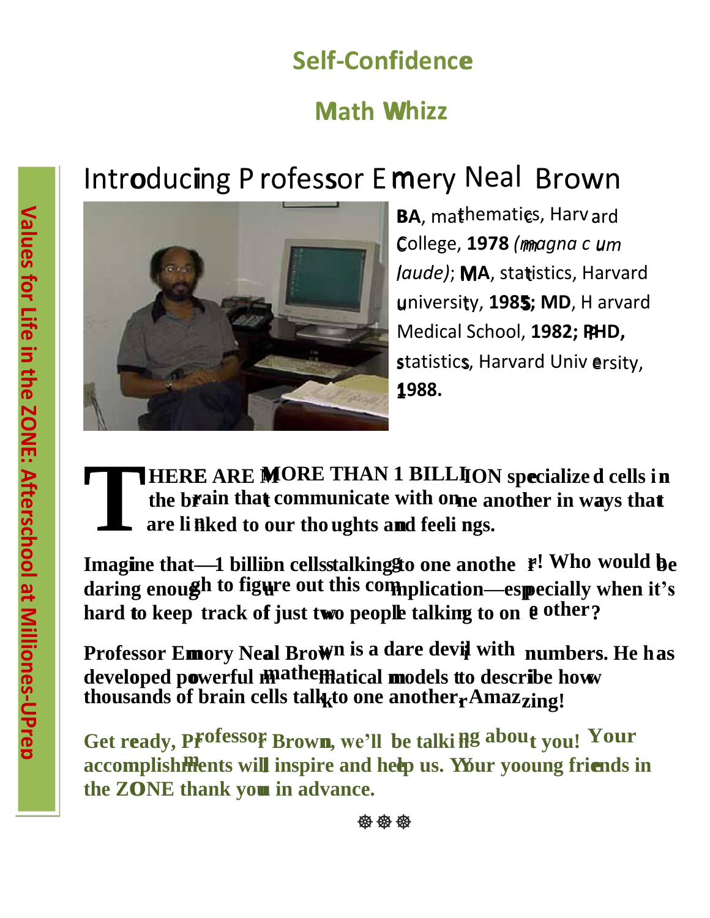## Self-Confidence

## Math Whizz

# Introducing Professor Emery Neal Brown

**BA**, mathematics, Harvard College, **1978** *(magna cum laude)*; **MA**, statistics, Harvard University, **1985; MD**, Harvard Medical School, **1982; PHD,** statistics, Harvard University, **1988.**

**THERE ARE MORE THAN 1 BILLION specialized cells in the brain that communicate with one another in ways that are linked to our thoughts and feelings.**

**Imagine that—1 billion cells talking to one another! Who would be daring enough to figure out this complication—especially when it's hard to keep track of just two people talking to one other?**

**Professor Emory Neal Brown is a dare devil with numbers. He has developed powerful mathematical models to describe how thousands of brain cells talk to one another. Amazing!**

**Get ready, Professor Brown, we'll be talking about you! Your accomplishments will inspire and help us. Your young friends in the ZONE thank you in advance.**

☸☸☸

Values for Life in the ZONE: Afterschool at Millones-UPrep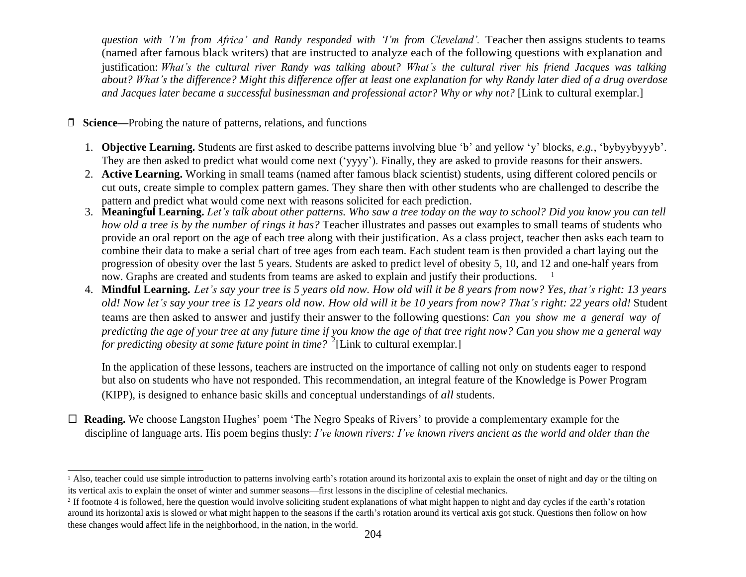*question with 'I'm from Africa' and Randy responded with 'I'm from Cleveland'.* Teacher then assigns students to teams (named after famous black writers) that are instructed to analyze each of the following questions with explanation and justification: *What's the cultural river Randy was talking about? What's the cultural river his friend Jacques was talking about? What's the difference? Might this difference offer at least one explanation for why Randy later died of a drug overdose and Jacques later became a successful businessman and professional actor? Why or why not?* [Link to cultural exemplar.]

❒ **Science—**Probing the nature of patterns, relations, and functions

1. **Objective Learning.** Students are first asked to describe patterns involving blue 'b' and yellow 'y' blocks, *e.g.*, 'bybyybyyyb'. They are then asked to predict what would come next ('yyyy'). Finally, they are asked to provide reasons for their answers.
2. **Active Learning.** Working in small teams (named after famous black scientist) students, using different colored pencils or cut outs, create simple to complex pattern games. They share then with other students who are challenged to describe the pattern and predict what would come next with reasons solicited for each prediction.
3. **Meaningful Learning.** *Let's talk about other patterns. Who saw a tree today on the way to school? Did you know you can tell how old a tree is by the number of rings it has?* Teacher illustrates and passes out examples to small teams of students who provide an oral report on the age of each tree along with their justification. As a class project, teacher then asks each team to combine their data to make a serial chart of tree ages from each team. Each student team is then provided a chart laying out the progression of obesity over the last 5 years. Students are asked to predict level of obesity 5, 10, and 12 and one-half years from now. Graphs are created and students from teams are asked to explain and justify their productions. [1]
4. **Mindful Learning.** *Let's say your tree is 5 years old now. How old will it be 8 years from now? Yes, that's right: 13 years old! Now let's say your tree is 12 years old now. How old will it be 10 years from now? That's right: 22 years old!* Student teams are then asked to answer and justify their answer to the following questions: *Can you show me a general way of predicting the age of your tree at any future time if you know the age of that tree right now? Can you show me a general way for predicting obesity at some future point in time?* [2][Link to cultural exemplar.]

   In the application of these lessons, teachers are instructed on the importance of calling not only on students eager to respond but also on students who have not responded. This recommendation, an integral feature of the Knowledge is Power Program (KIPP), is designed to enhance basic skills and conceptual understandings of *all* students.

☐ **Reading.** We choose Langston Hughes' poem 'The Negro Speaks of Rivers' to provide a complementary example for the discipline of language arts. His poem begins thusly: *I've known rivers: I've known rivers ancient as the world and older than the*

---

[1] Also, teacher could use simple introduction to patterns involving earth's rotation around its horizontal axis to explain the onset of night and day or the tilting on its vertical axis to explain the onset of winter and summer seasons—first lessons in the discipline of celestial mechanics.

[2] If footnote 4 is followed, here the question would involve soliciting student explanations of what might happen to night and day cycles if the earth's rotation around its horizontal axis is slowed or what might happen to the seasons if the earth's rotation around its vertical axis got stuck. Questions then follow on how these changes would affect life in the neighborhood, in the nation, in the world.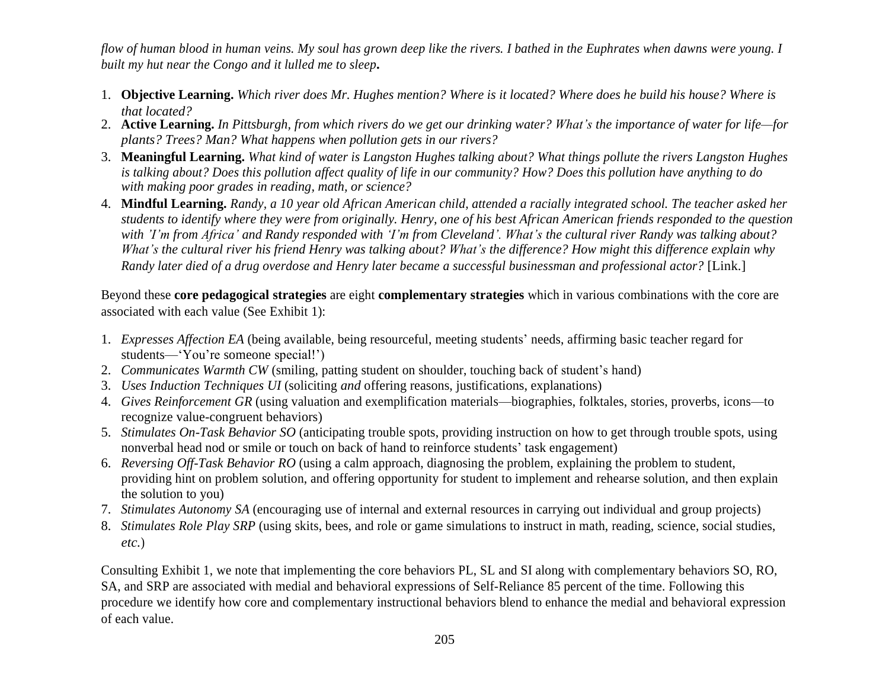*flow of human blood in human veins. My soul has grown deep like the rivers. I bathed in the Euphrates when dawns were young. I built my hut near the Congo and it lulled me to sleep***.**

1. **Objective Learning.** *Which river does Mr. Hughes mention? Where is it located? Where does he build his house? Where is that located?*
2. **Active Learning.** *In Pittsburgh, from which rivers do we get our drinking water? What's the importance of water for life—for plants? Trees? Man? What happens when pollution gets in our rivers?*
3. **Meaningful Learning.** *What kind of water is Langston Hughes talking about? What things pollute the rivers Langston Hughes is talking about? Does this pollution affect quality of life in our community? How? Does this pollution have anything to do with making poor grades in reading, math, or science?*
4. **Mindful Learning.** *Randy, a 10 year old African American child, attended a racially integrated school. The teacher asked her students to identify where they were from originally. Henry, one of his best African American friends responded to the question with 'I'm from Africa' and Randy responded with 'I'm from Cleveland'. What's the cultural river Randy was talking about? What's the cultural river his friend Henry was talking about? What's the difference? How might this difference explain why Randy later died of a drug overdose and Henry later became a successful businessman and professional actor?* [Link.]

Beyond these **core pedagogical strategies** are eight **complementary strategies** which in various combinations with the core are associated with each value (See Exhibit 1):

1. *Expresses Affection EA* (being available, being resourceful, meeting students' needs, affirming basic teacher regard for students—'You're someone special!')
2. *Communicates Warmth CW* (smiling, patting student on shoulder, touching back of student's hand)
3. *Uses Induction Techniques UI* (soliciting *and* offering reasons, justifications, explanations)
4. *Gives Reinforcement GR* (using valuation and exemplification materials—biographies, folktales, stories, proverbs, icons—to recognize value-congruent behaviors)
5. *Stimulates On-Task Behavior SO* (anticipating trouble spots, providing instruction on how to get through trouble spots, using nonverbal head nod or smile or touch on back of hand to reinforce students' task engagement)
6. *Reversing Off-Task Behavior RO* (using a calm approach, diagnosing the problem, explaining the problem to student, providing hint on problem solution, and offering opportunity for student to implement and rehearse solution, and then explain the solution to you)
7. *Stimulates Autonomy SA* (encouraging use of internal and external resources in carrying out individual and group projects)
8. *Stimulates Role Play SRP* (using skits, bees, and role or game simulations to instruct in math, reading, science, social studies, *etc.*)

Consulting Exhibit 1, we note that implementing the core behaviors PL, SL and SI along with complementary behaviors SO, RO, SA, and SRP are associated with medial and behavioral expressions of Self-Reliance 85 percent of the time. Following this procedure we identify how core and complementary instructional behaviors blend to enhance the medial and behavioral expression of each value.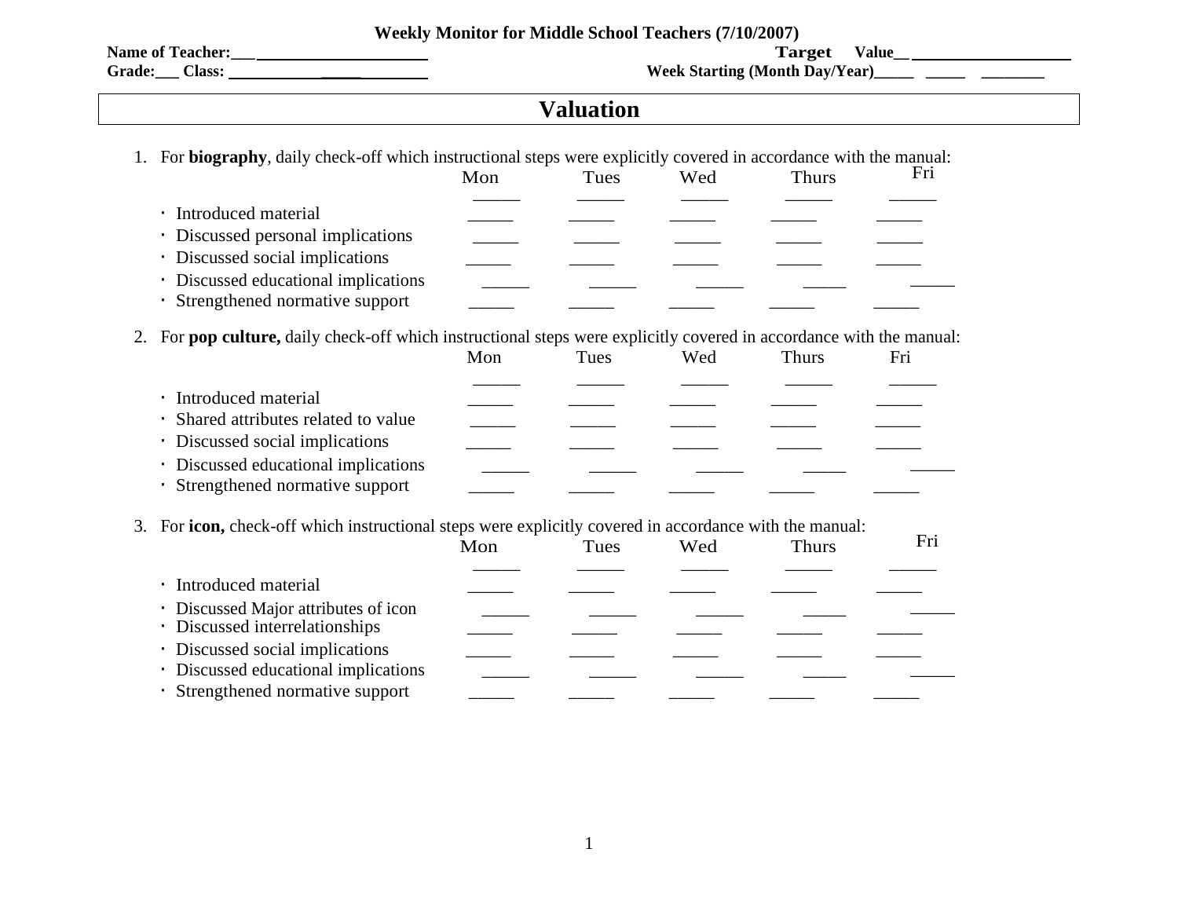**Weekly Monitor for Middle School Teachers (7/10/2007)**

**Name of Teacher:___________________________** **Target Value__________________________**

**Grade:___ Class: ______________________** **Week Starting (Month Day/Year)_____ _____ ________**

# Valuation

1. For **biography**, daily check-off which instructional steps were explicitly covered in accordance with the manual:

| | Mon | Tues | Wed | Thurs | Fri |
|---|---|---|---|---|---|
| | _____ | _____ | _____ | _____ | _____ |
| · Introduced material | _____ | _____ | _____ | _____ | _____ |
| · Discussed personal implications | _____ | _____ | _____ | _____ | _____ |
| · Discussed social implications | _____ | _____ | _____ | _____ | _____ |
| · Discussed educational implications | _____ | _____ | _____ | _____ | _____ |
| · Strengthened normative support | _____ | _____ | _____ | _____ | _____ |

2. For **pop culture,** daily check-off which instructional steps were explicitly covered in accordance with the manual:

| | Mon | Tues | Wed | Thurs | Fri |
|---|---|---|---|---|---|
| | _____ | _____ | _____ | _____ | _____ |
| · Introduced material | _____ | _____ | _____ | _____ | _____ |
| · Shared attributes related to value | _____ | _____ | _____ | _____ | _____ |
| · Discussed social implications | _____ | _____ | _____ | _____ | _____ |
| · Discussed educational implications | _____ | _____ | _____ | _____ | _____ |
| · Strengthened normative support | _____ | _____ | _____ | _____ | _____ |

3. For **icon,** check-off which instructional steps were explicitly covered in accordance with the manual:

| | Mon | Tues | Wed | Thurs | Fri |
|---|---|---|---|---|---|
| | _____ | _____ | _____ | _____ | _____ |
| · Introduced material | _____ | _____ | _____ | _____ | _____ |
| · Discussed Major attributes of icon | _____ | _____ | _____ | _____ | _____ |
| · Discussed interrelationships | _____ | _____ | _____ | _____ | _____ |
| · Discussed social implications | _____ | _____ | _____ | _____ | _____ |
| · Discussed educational implications | _____ | _____ | _____ | _____ | _____ |
| · Strengthened normative support | _____ | _____ | _____ | _____ | _____ |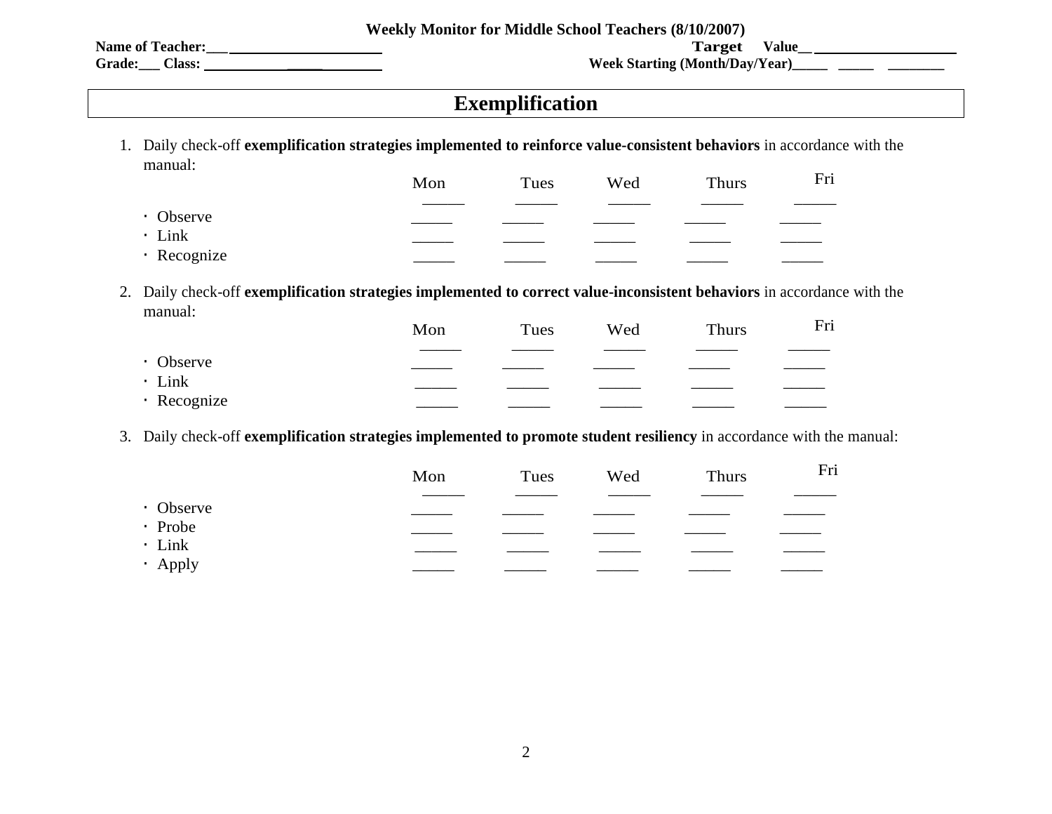**Weekly Monitor for Middle School Teachers (8/10/2007)**

**Name of Teacher:**___________________________ **Target Value**__________________________

**Grade:**___ **Class:** ___________________________ **Week Starting (Month/Day/Year)**_____ _____ _______

# Exemplification

1. Daily check-off **exemplification strategies implemented to reinforce value-consistent behaviors** in accordance with the manual:

| | Mon | Tues | Wed | Thurs | Fri |
|---|---|---|---|---|---|
| | _____ | _____ | _____ | _____ | _____ |
| · Observe | _____ | _____ | _____ | _____ | _____ |
| · Link | _____ | _____ | _____ | _____ | _____ |
| · Recognize | _____ | _____ | _____ | _____ | _____ |

2. Daily check-off **exemplification strategies implemented to correct value-inconsistent behaviors** in accordance with the manual:

| | Mon | Tues | Wed | Thurs | Fri |
|---|---|---|---|---|---|
| | _____ | _____ | _____ | _____ | _____ |
| · Observe | _____ | _____ | _____ | _____ | _____ |
| · Link | _____ | _____ | _____ | _____ | _____ |
| · Recognize | _____ | _____ | _____ | _____ | _____ |

3. Daily check-off **exemplification strategies implemented to promote student resiliency** in accordance with the manual:

| | Mon | Tues | Wed | Thurs | Fri |
|---|---|---|---|---|---|
| | _____ | _____ | _____ | _____ | _____ |
| · Observe | _____ | _____ | _____ | _____ | _____ |
| · Probe | _____ | _____ | _____ | _____ | _____ |
| · Link | _____ | _____ | _____ | _____ | _____ |
| · Apply | _____ | _____ | _____ | _____ | _____ |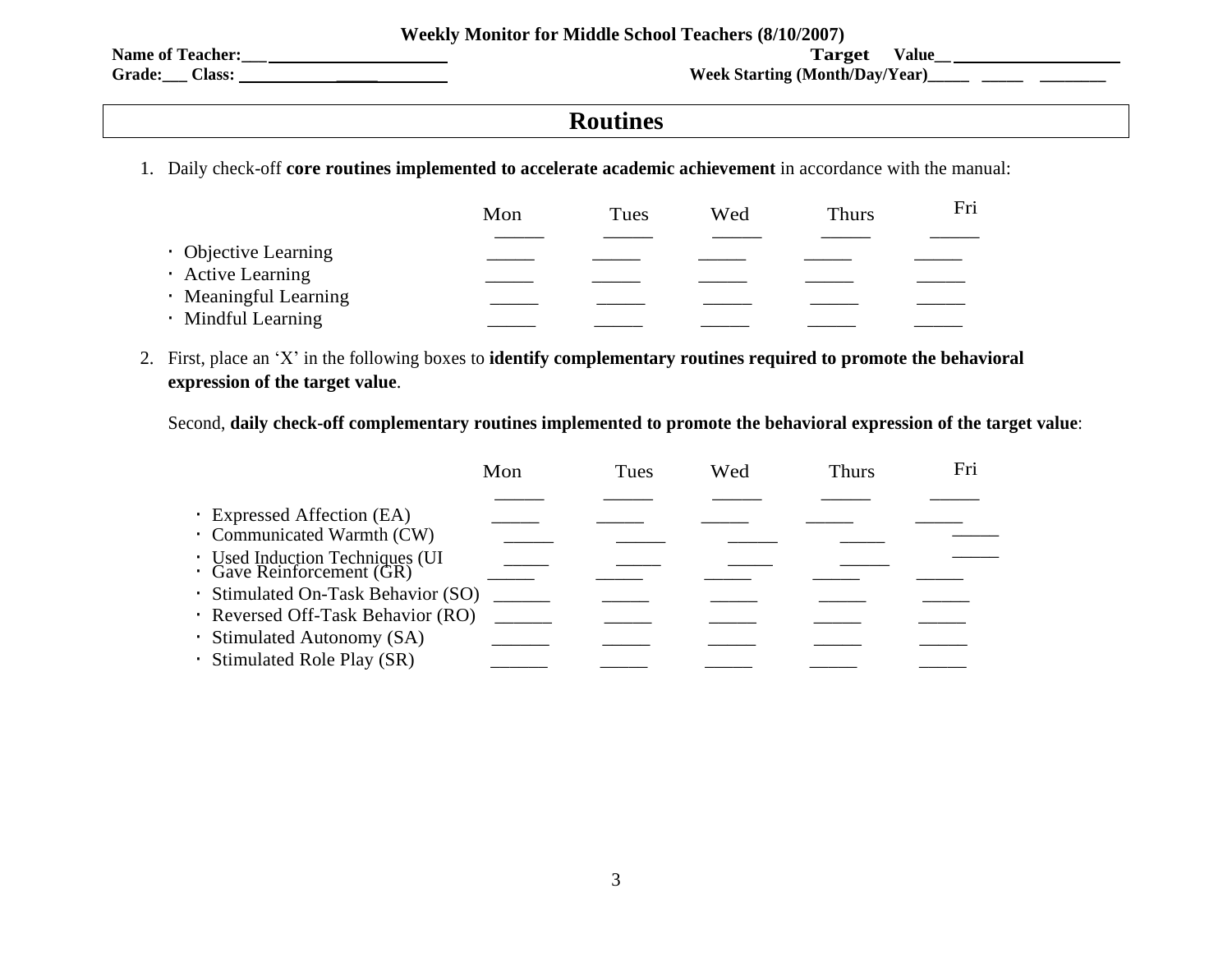**Weekly Monitor for Middle School Teachers (8/10/2007)**

**Name of Teacher:\_\_\_\_\_\_\_\_\_\_\_\_\_\_\_\_\_\_\_\_\_\_** **Target Value\_\_\_\_\_\_\_\_\_\_\_\_\_\_\_\_\_\_\_\_\_\_**

**Grade:\_\_\_ Class: \_\_\_\_\_\_\_\_\_\_\_\_\_\_\_\_\_\_\_\_\_\_** **Week Starting (Month/Day/Year)\_\_\_\_\_ \_\_\_\_\_ \_\_\_\_\_\_\_\_**

# Routines

1. Daily check-off **core routines implemented to accelerate academic achievement** in accordance with the manual:

| | Mon | Tues | Wed | Thurs | Fri |
|---|---|---|---|---|---|
| | _____ | _____ | _____ | _____ | _____ |
| · Objective Learning | _____ | _____ | _____ | _____ | _____ |
| · Active Learning | _____ | _____ | _____ | _____ | _____ |
| · Meaningful Learning | _____ | _____ | _____ | _____ | _____ |
| · Mindful Learning | _____ | _____ | _____ | _____ | _____ |

2. First, place an 'X' in the following boxes to **identify complementary routines required to promote the behavioral expression of the target value**.

   Second, **daily check-off complementary routines implemented to promote the behavioral expression of the target value**:

| | Mon | Tues | Wed | Thurs | Fri |
|---|---|---|---|---|---|
| | _____ | _____ | _____ | _____ | _____ |
| · Expressed Affection (EA) | _____ | _____ | _____ | _____ | _____ |
| · Communicated Warmth (CW) | _____ | _____ | _____ | _____ | _____ |
| · Used Induction Techniques (UI | _____ | _____ | _____ | _____ | _____ |
| · Gave Reinforcement (GR) | _____ | _____ | _____ | _____ | _____ |
| · Stimulated On-Task Behavior (SO) | _____ | _____ | _____ | _____ | _____ |
| · Reversed Off-Task Behavior (RO) | _____ | _____ | _____ | _____ | _____ |
| · Stimulated Autonomy (SA) | _____ | _____ | _____ | _____ | _____ |
| · Stimulated Role Play (SR) | _____ | _____ | _____ | _____ | _____ |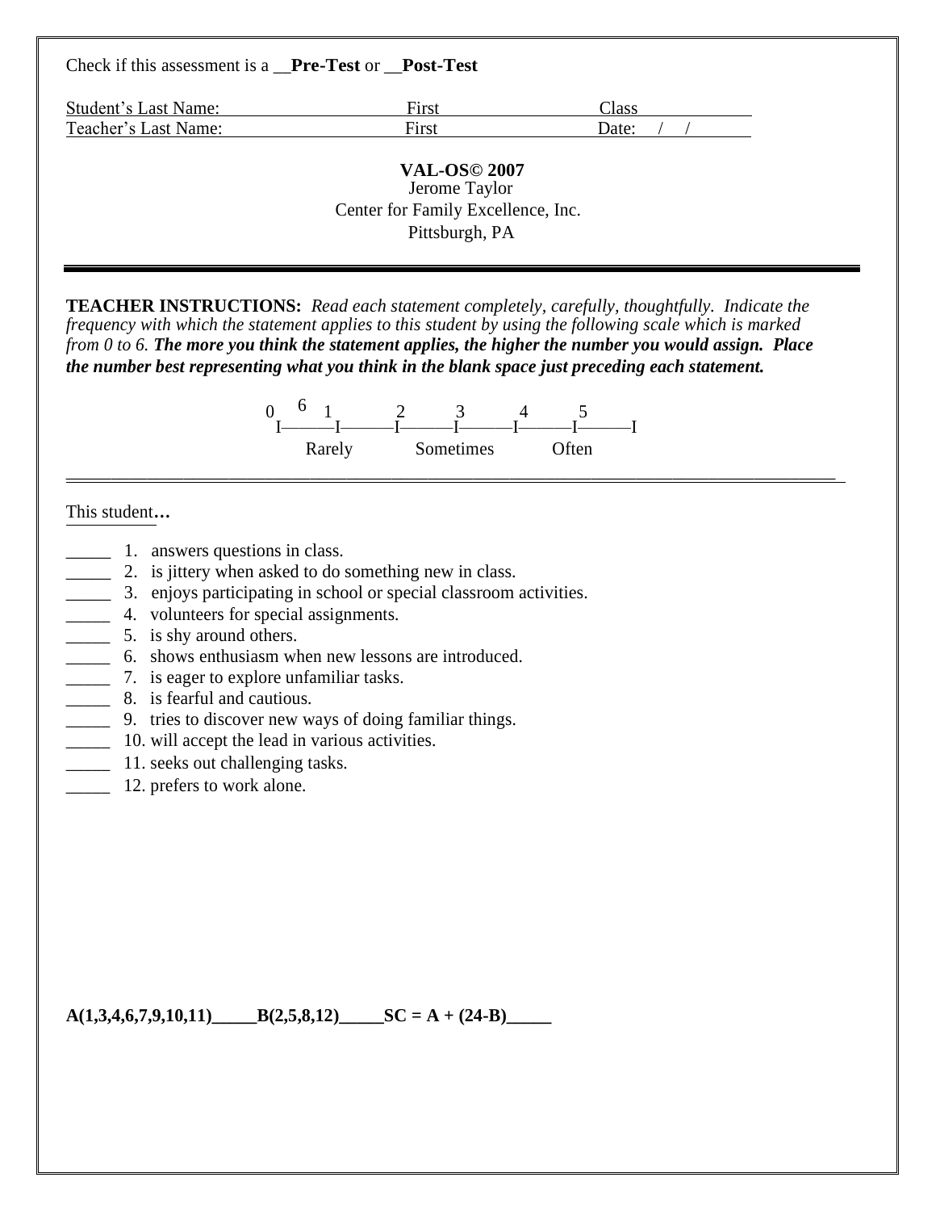Check if this assessment is a __**Pre-Test** or __**Post-Test**

Student's Last Name: ____________ First ____________ Class ____________
Teacher's Last Name: ____________ First ____________ Date: / /

**VAL-OS© 2007**
Jerome Taylor
Center for Family Excellence, Inc.
Pittsburgh, PA

---

**TEACHER INSTRUCTIONS:** *Read each statement completely, carefully, thoughtfully. Indicate the frequency with which the statement applies to this student by using the following scale which is marked from 0 to 6.* ***The more you think the statement applies, the higher the number you would assign. Place the number best representing what you think in the blank space just preceding each statement.***

```
0   6  1        2        3        4        5
 I------I--------I--------I--------I--------I--------I
     Rarely        Sometimes         Often
```

---

This student**…**

_____ 1. answers questions in class.
_____ 2. is jittery when asked to do something new in class.
_____ 3. enjoys participating in school or special classroom activities.
_____ 4. volunteers for special assignments.
_____ 5. is shy around others.
_____ 6. shows enthusiasm when new lessons are introduced.
_____ 7. is eager to explore unfamiliar tasks.
_____ 8. is fearful and cautious.
_____ 9. tries to discover new ways of doing familiar things.
_____ 10. will accept the lead in various activities.
_____ 11. seeks out challenging tasks.
_____ 12. prefers to work alone.

**A(1,3,4,6,7,9,10,11)_____B(2,5,8,12)_____SC = A + (24-B)_____**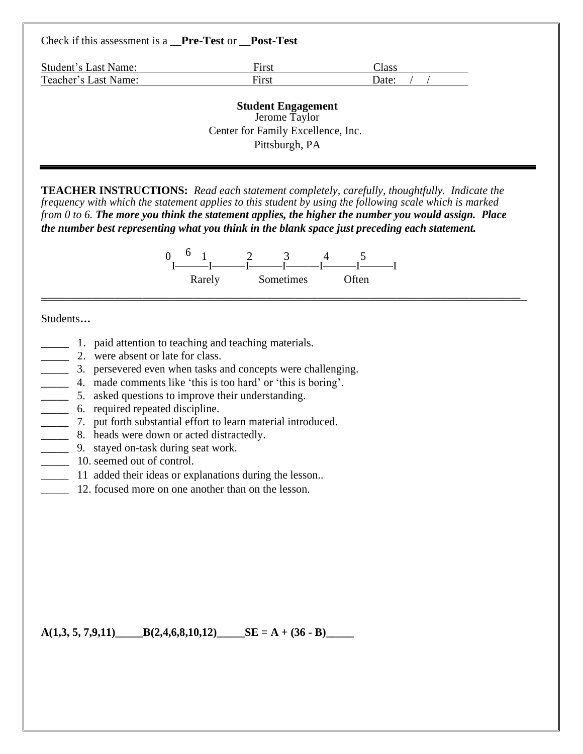Check if this assessment is a __**Pre-Test** or __**Post-Test**

Student's Last Name: First Class

Teacher's Last Name: First Date: / /

**Student Engagement**

Jerome Taylor

Center for Family Excellence, Inc.

Pittsburgh, PA

---

**TEACHER INSTRUCTIONS:** *Read each statement completely, carefully, thoughtfully. Indicate the frequency with which the statement applies to this student by using the following scale which is marked from 0 to 6.* ***The more you think the statement applies, the higher the number you would assign. Place the number best representing what you think in the blank space just preceding each statement.***

```
0   6  1      2      3      4      5
 I------I------I------I------I------I------I
      Rarely     Sometimes     Often
```

---

Students…

_____ 1. paid attention to teaching and teaching materials.
_____ 2. were absent or late for class.
_____ 3. persevered even when tasks and concepts were challenging.
_____ 4. made comments like 'this is too hard' or 'this is boring'.
_____ 5. asked questions to improve their understanding.
_____ 6. required repeated discipline.
_____ 7. put forth substantial effort to learn material introduced.
_____ 8. heads were down or acted distractedly.
_____ 9. stayed on-task during seat work.
_____ 10. seemed out of control.
_____ 11 added their ideas or explanations during the lesson..
_____ 12. focused more on one another than on the lesson.

**A(1,3, 5, 7,9,11)_____B(2,4,6,8,10,12)_____SE = A + (36 - B)_____**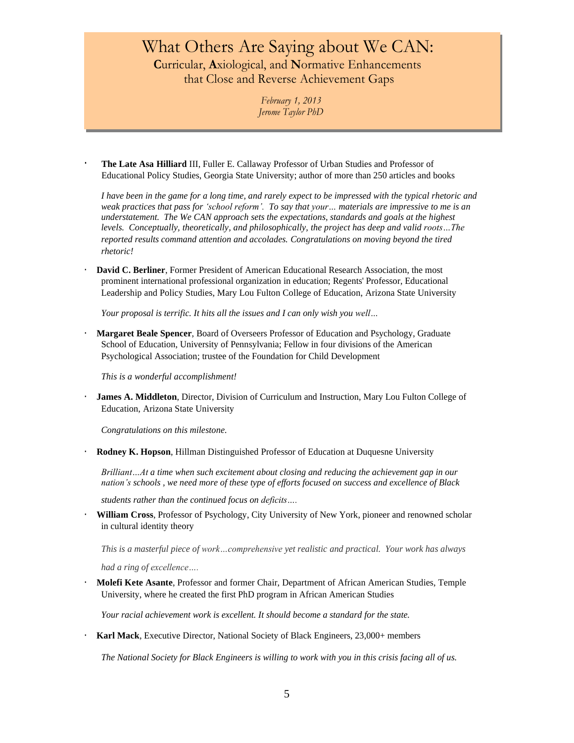# What Others Are Saying about We CAN:

## **C**urricular, **A**xiological, and **N**ormative Enhancements that Close and Reverse Achievement Gaps

*February 1, 2013*
*Jerome Taylor PhD*

- **The Late Asa Hilliard** III, Fuller E. Callaway Professor of Urban Studies and Professor of Educational Policy Studies, Georgia State University; author of more than 250 articles and books

  *I have been in the game for a long time, and rarely expect to be impressed with the typical rhetoric and weak practices that pass for 'school reform'. To say that your… materials are impressive to me is an understatement. The We CAN approach sets the expectations, standards and goals at the highest levels. Conceptually, theoretically, and philosophically, the project has deep and valid roots…The reported results command attention and accolades. Congratulations on moving beyond the tired rhetoric!*

- **David C. Berliner**, Former President of American Educational Research Association, the most prominent international professional organization in education; Regents' Professor, Educational Leadership and Policy Studies, Mary Lou Fulton College of Education, Arizona State University

  *Your proposal is terrific. It hits all the issues and I can only wish you well…*

- **Margaret Beale Spencer**, Board of Overseers Professor of Education and Psychology, Graduate School of Education, University of Pennsylvania; Fellow in four divisions of the American Psychological Association; trustee of the Foundation for Child Development

  *This is a wonderful accomplishment!*

- **James A. Middleton**, Director, Division of Curriculum and Instruction, Mary Lou Fulton College of Education, Arizona State University

  *Congratulations on this milestone.*

- **Rodney K. Hopson**, Hillman Distinguished Professor of Education at Duquesne University

  *Brilliant…At a time when such excitement about closing and reducing the achievement gap in our nation's schools , we need more of these type of efforts focused on success and excellence of Black students rather than the continued focus on deficits….*

- **William Cross**, Professor of Psychology, City University of New York, pioneer and renowned scholar in cultural identity theory

  *This is a masterful piece of work…comprehensive yet realistic and practical. Your work has always had a ring of excellence….*

- **Molefi Kete Asante**, Professor and former Chair, Department of African American Studies, Temple University, where he created the first PhD program in African American Studies

  *Your racial achievement work is excellent. It should become a standard for the state.*

- **Karl Mack**, Executive Director, National Society of Black Engineers, 23,000+ members

  *The National Society for Black Engineers is willing to work with you in this crisis facing all of us.*